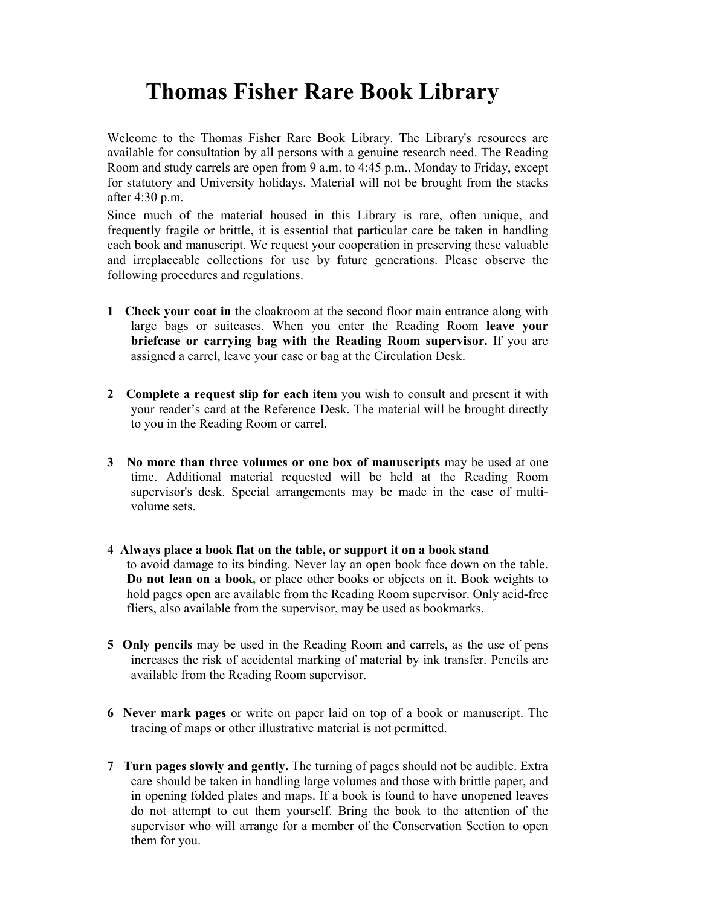# Thomas Fisher Rare Book Library

Welcome to the Thomas Fisher Rare Book Library. The Library's resources are available for consultation by all persons with a genuine research need. The Reading Room and study carrels are open from 9 a.m. to 4:45 p.m., Monday to Friday, except for statutory and University holidays. Material will not be brought from the stacks after 4:30 p.m.

Since much of the material housed in this Library is rare, often unique, and frequently fragile or brittle, it is essential that particular care be taken in handling each book and manuscript. We request your cooperation in preserving these valuable and irreplaceable collections for use by future generations. Please observe the following procedures and regulations.

1. **Check your coat in** the cloakroom at the second floor main entrance along with large bags or suitcases. When you enter the Reading Room **leave your briefcase or carrying bag with the Reading Room supervisor.** If you are assigned a carrel, leave your case or bag at the Circulation Desk.

2. **Complete a request slip for each item** you wish to consult and present it with your reader's card at the Reference Desk. The material will be brought directly to you in the Reading Room or carrel.

3. **No more than three volumes or one box of manuscripts** may be used at one time. Additional material requested will be held at the Reading Room supervisor's desk. Special arrangements may be made in the case of multi-volume sets.

4. **Always place a book flat on the table, or support it on a book stand** to avoid damage to its binding. Never lay an open book face down on the table. **Do not lean on a book,** or place other books or objects on it. Book weights to hold pages open are available from the Reading Room supervisor. Only acid-free fliers, also available from the supervisor, may be used as bookmarks.

5. **Only pencils** may be used in the Reading Room and carrels, as the use of pens increases the risk of accidental marking of material by ink transfer. Pencils are available from the Reading Room supervisor.

6. **Never mark pages** or write on paper laid on top of a book or manuscript. The tracing of maps or other illustrative material is not permitted.

7. **Turn pages slowly and gently.** The turning of pages should not be audible. Extra care should be taken in handling large volumes and those with brittle paper, and in opening folded plates and maps. If a book is found to have unopened leaves do not attempt to cut them yourself. Bring the book to the attention of the supervisor who will arrange for a member of the Conservation Section to open them for you.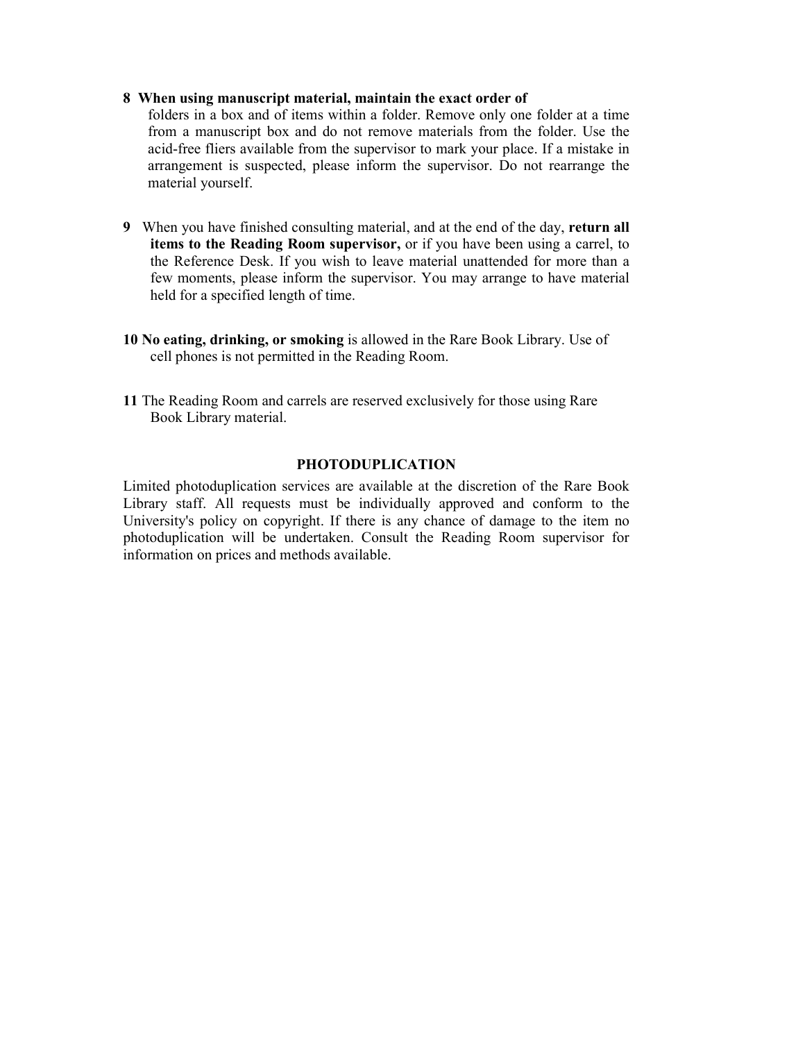8 **When using manuscript material, maintain the exact order of** folders in a box and of items within a folder. Remove only one folder at a time from a manuscript box and do not remove materials from the folder. Use the acid-free fliers available from the supervisor to mark your place. If a mistake in arrangement is suspected, please inform the supervisor. Do not rearrange the material yourself.

9 When you have finished consulting material, and at the end of the day, **return all items to the Reading Room supervisor,** or if you have been using a carrel, to the Reference Desk. If you wish to leave material unattended for more than a few moments, please inform the supervisor. You may arrange to have material held for a specified length of time.

10 **No eating, drinking, or smoking** is allowed in the Rare Book Library. Use of cell phones is not permitted in the Reading Room.

11 The Reading Room and carrels are reserved exclusively for those using Rare Book Library material.

## PHOTODUPLICATION

Limited photoduplication services are available at the discretion of the Rare Book Library staff. All requests must be individually approved and conform to the University's policy on copyright. If there is any chance of damage to the item no photoduplication will be undertaken. Consult the Reading Room supervisor for information on prices and methods available.